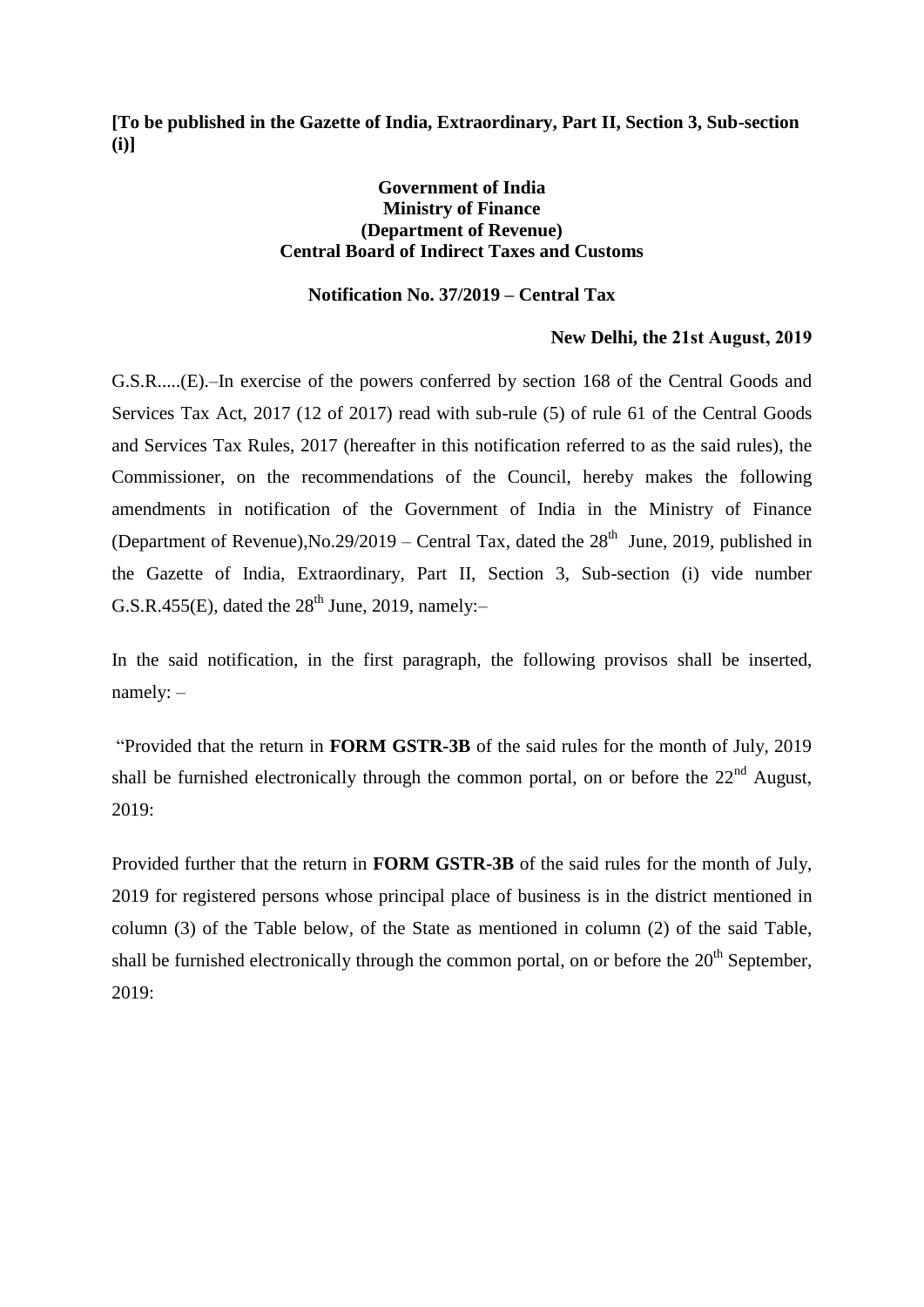**[To be published in the Gazette of India, Extraordinary, Part II, Section 3, Sub-section (i)]**

**Government of India**
**Ministry of Finance**
**(Department of Revenue)**
**Central Board of Indirect Taxes and Customs**

**Notification No. 37/2019 – Central Tax**

**New Delhi, the 21st August, 2019**

G.S.R.....(E).–In exercise of the powers conferred by section 168 of the Central Goods and Services Tax Act, 2017 (12 of 2017) read with sub-rule (5) of rule 61 of the Central Goods and Services Tax Rules, 2017 (hereafter in this notification referred to as the said rules), the Commissioner, on the recommendations of the Council, hereby makes the following amendments in notification of the Government of India in the Ministry of Finance (Department of Revenue),No.29/2019 – Central Tax, dated the 28th June, 2019, published in the Gazette of India, Extraordinary, Part II, Section 3, Sub-section (i) vide number G.S.R.455(E), dated the 28th June, 2019, namely:–

In the said notification, in the first paragraph, the following provisos shall be inserted, namely: –

"Provided that the return in **FORM GSTR-3B** of the said rules for the month of July, 2019 shall be furnished electronically through the common portal, on or before the 22nd August, 2019:

Provided further that the return in **FORM GSTR-3B** of the said rules for the month of July, 2019 for registered persons whose principal place of business is in the district mentioned in column (3) of the Table below, of the State as mentioned in column (2) of the said Table, shall be furnished electronically through the common portal, on or before the 20th September, 2019: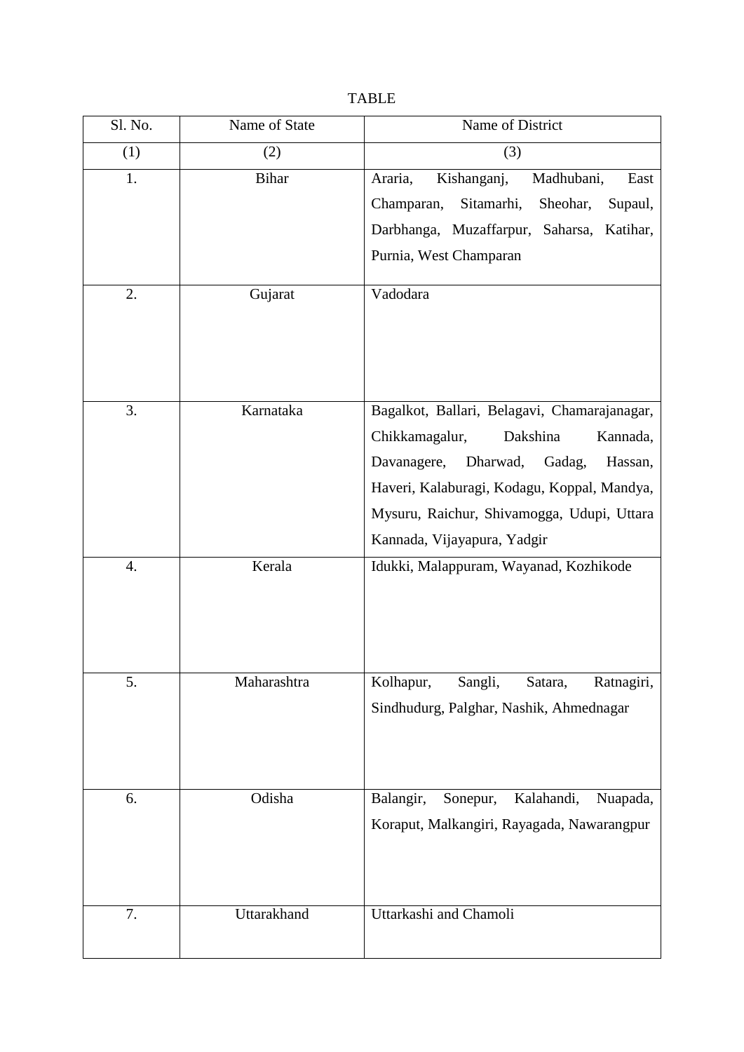TABLE

| Sl. No. | Name of State | Name of District |
|---|---|---|
| (1) | (2) | (3) |
| 1. | Bihar | Araria, Kishanganj, Madhubani, East Champaran, Sitamarhi, Sheohar, Supaul, Darbhanga, Muzaffarpur, Saharsa, Katihar, Purnia, West Champaran |
| 2. | Gujarat | Vadodara |
| 3. | Karnataka | Bagalkot, Ballari, Belagavi, Chamarajanagar, Chikkamagalur, Dakshina Kannada, Davanagere, Dharwad, Gadag, Hassan, Haveri, Kalaburagi, Kodagu, Koppal, Mandya, Mysuru, Raichur, Shivamogga, Udupi, Uttara Kannada, Vijayapura, Yadgir |
| 4. | Kerala | Idukki, Malappuram, Wayanad, Kozhikode |
| 5. | Maharashtra | Kolhapur, Sangli, Satara, Ratnagiri, Sindhudurg, Palghar, Nashik, Ahmednagar |
| 6. | Odisha | Balangir, Sonepur, Kalahandi, Nuapada, Koraput, Malkangiri, Rayagada, Nawarangpur |
| 7. | Uttarakhand | Uttarkashi and Chamoli |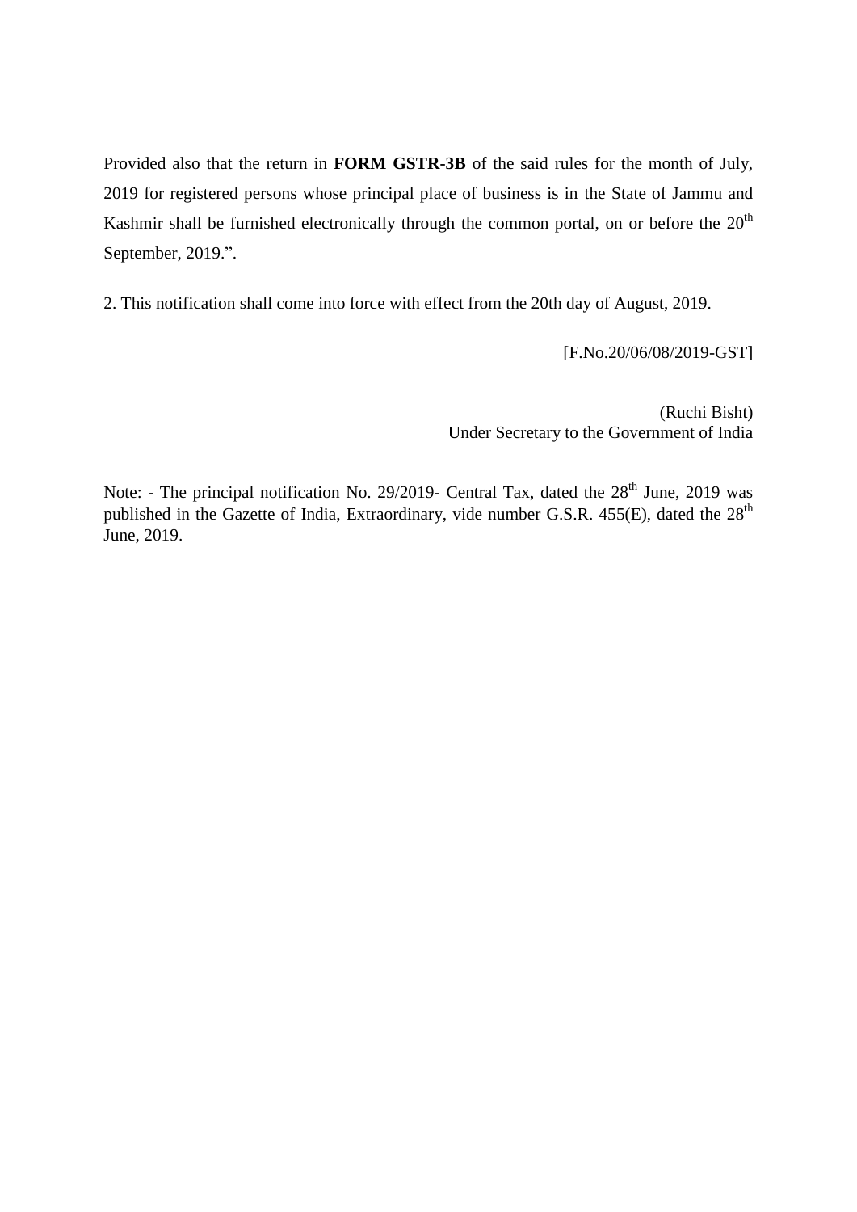Provided also that the return in **FORM GSTR-3B** of the said rules for the month of July, 2019 for registered persons whose principal place of business is in the State of Jammu and Kashmir shall be furnished electronically through the common portal, on or before the 20th September, 2019.".

2. This notification shall come into force with effect from the 20th day of August, 2019.

[F.No.20/06/08/2019-GST]

(Ruchi Bisht)
Under Secretary to the Government of India

Note: - The principal notification No. 29/2019- Central Tax, dated the 28th June, 2019 was published in the Gazette of India, Extraordinary, vide number G.S.R. 455(E), dated the 28th June, 2019.